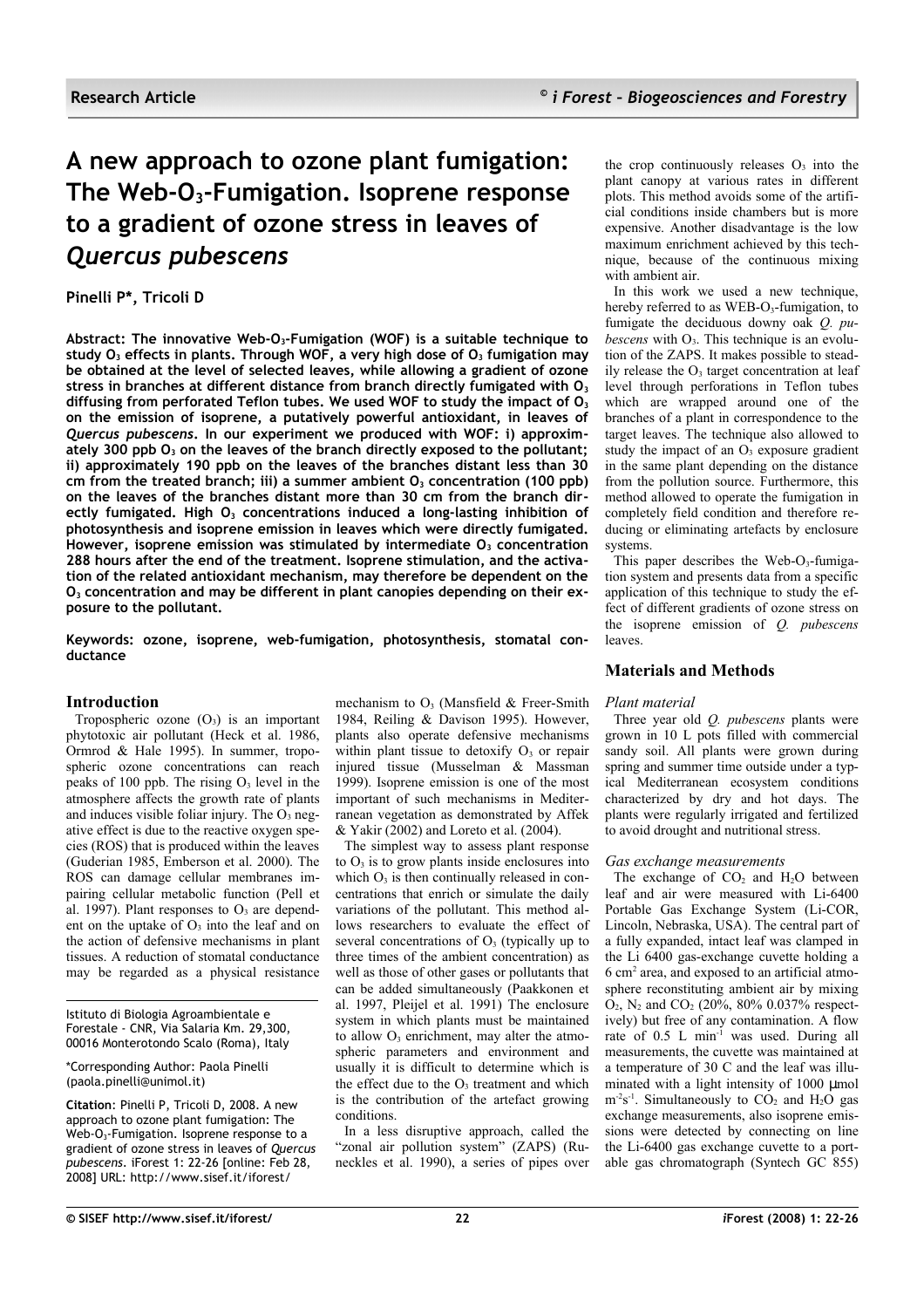# A new approach to ozone plant fumigation: The Web-$O_3$-Fumigation. Isoprene response to a gradient of ozone stress in leaves of *Quercus pubescens*

**Pinelli P*, Tricoli D**

**Abstract: The innovative Web-$O_3$-Fumigation (WOF) is a suitable technique to study $O_3$ effects in plants. Through WOF, a very high dose of $O_3$ fumigation may be obtained at the level of selected leaves, while allowing a gradient of ozone stress in branches at different distance from branch directly fumigated with $O_3$ diffusing from perforated Teflon tubes. We used WOF to study the impact of $O_3$ on the emission of isoprene, a putatively powerful antioxidant, in leaves of *Quercus pubescens*. In our experiment we produced with WOF: i) approximately 300 ppb $O_3$ on the leaves of the branch directly exposed to the pollutant; ii) approximately 190 ppb on the leaves of the branches distant less than 30 cm from the treated branch; iii) a summer ambient $O_3$ concentration (100 ppb) on the leaves of the branches distant more than 30 cm from the branch directly fumigated. High $O_3$ concentrations induced a long-lasting inhibition of photosynthesis and isoprene emission in leaves which were directly fumigated. However, isoprene emission was stimulated by intermediate $O_3$ concentration 288 hours after the end of the treatment. Isoprene stimulation, and the activation of the related antioxidant mechanism, may therefore be dependent on the $O_3$ concentration and may be different in plant canopies depending on their exposure to the pollutant.**

**Keywords: ozone, isoprene, web-fumigation, photosynthesis, stomatal conductance**

## Introduction

Tropospheric ozone ($O_3$) is an important phytotoxic air pollutant (Heck et al. 1986, Ormrod & Hale 1995). In summer, tropospheric ozone concentrations can reach peaks of 100 ppb. The rising $O_3$ level in the atmosphere affects the growth rate of plants and induces visible foliar injury. The $O_3$ negative effect is due to the reactive oxygen species (ROS) that is produced within the leaves (Guderian 1985, Emberson et al. 2000). The ROS can damage cellular membranes impairing cellular metabolic function (Pell et al. 1997). Plant responses to $O_3$ are dependent on the uptake of $O_3$ into the leaf and on the action of defensive mechanisms in plant tissues. A reduction of stomatal conductance may be regarded as a physical resistance mechanism to $O_3$ (Mansfield & Freer-Smith 1984, Reiling & Davison 1995). However, plants also operate defensive mechanisms within plant tissue to detoxify $O_3$ or repair injured tissue (Musselman & Massman 1999). Isoprene emission is one of the most important of such mechanisms in Mediterranean vegetation as demonstrated by Affek & Yakir (2002) and Loreto et al. (2004).

The simplest way to assess plant response to $O_3$ is to grow plants inside enclosures into which $O_3$ is then continually released in concentrations that enrich or simulate the daily variations of the pollutant. This method allows researchers to evaluate the effect of several concentrations of $O_3$ (typically up to three times of the ambient concentration) as well as those of other gases or pollutants that can be added simultaneously (Paakkonen et al. 1997, Pleijel et al. 1991) The enclosure system in which plants must be maintained to allow $O_3$ enrichment, may alter the atmospheric parameters and environment and usually it is difficult to determine which is the effect due to the $O_3$ treatment and which is the contribution of the artefact growing conditions.

In a less disruptive approach, called the "zonal air pollution system" (ZAPS) (Runeckles et al. 1990), a series of pipes over the crop continuously releases $O_3$ into the plant canopy at various rates in different plots. This method avoids some of the artificial conditions inside chambers but is more expensive. Another disadvantage is the low maximum enrichment achieved by this technique, because of the continuous mixing with ambient air.

In this work we used a new technique, hereby referred to as WEB-$O_3$-fumigation, to fumigate the deciduous downy oak *Q. pubescens* with $O_3$. This technique is an evolution of the ZAPS. It makes possible to steadily release the $O_3$ target concentration at leaf level through perforations in Teflon tubes which are wrapped around one of the branches of a plant in correspondence to the target leaves. The technique also allowed to study the impact of an $O_3$ exposure gradient in the same plant depending on the distance from the pollution source. Furthermore, this method allowed to operate the fumigation in completely field condition and therefore reducing or eliminating artefacts by enclosure systems.

This paper describes the Web-$O_3$-fumigation system and presents data from a specific application of this technique to study the effect of different gradients of ozone stress on the isoprene emission of *Q. pubescens* leaves.

## Materials and Methods

### *Plant material*

Three year old *Q. pubescens* plants were grown in 10 L pots filled with commercial sandy soil. All plants were grown during spring and summer time outside under a typical Mediterranean ecosystem conditions characterized by dry and hot days. The plants were regularly irrigated and fertilized to avoid drought and nutritional stress.

### *Gas exchange measurements*

The exchange of $CO_2$ and $H_2O$ between leaf and air were measured with Li-6400 Portable Gas Exchange System (Li-COR, Lincoln, Nebraska, USA). The central part of a fully expanded, intact leaf was clamped in the Li 6400 gas-exchange cuvette holding a 6 $cm^2$ area, and exposed to an artificial atmosphere reconstituting ambient air by mixing $O_2$, $N_2$ and $CO_2$ (20%, 80% 0.037% respectively) but free of any contamination. A flow rate of 0.5 L $min^{-1}$ was used. During all measurements, the cuvette was maintained at a temperature of 30 C and the leaf was illuminated with a light intensity of 1000 µmol $m^{-2}s^{-1}$. Simultaneously to $CO_2$ and $H_2O$ gas exchange measurements, also isoprene emissions were detected by connecting on line the Li-6400 gas exchange cuvette to a portable gas chromatograph (Syntech GC 855)

Istituto di Biologia Agroambientale e Forestale - CNR, Via Salaria Km. 29,300, 00016 Monterotondo Scalo (Roma), Italy

*Corresponding Author: Paola Pinelli (paola.pinelli@unimol.it)

**Citation**: Pinelli P, Tricoli D, 2008. A new approach to ozone plant fumigation: The Web-$O_3$-Fumigation. Isoprene response to a gradient of ozone stress in leaves of *Quercus pubescens*. iForest 1: 22-26 [online: Feb 28, 2008] URL: http://www.sisef.it/iforest/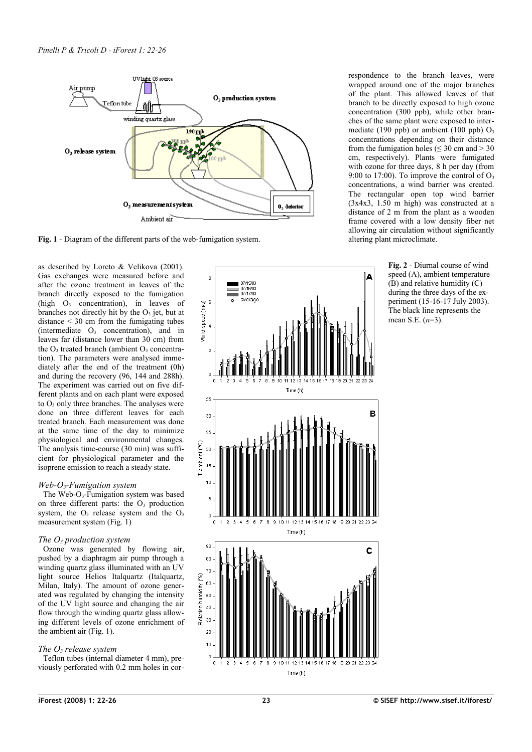**Fig. 1** - Diagram of the different parts of the web-fumigation system.

as described by Loreto & Velikova (2001). Gas exchanges were measured before and after the ozone treatment in leaves of the branch directly exposed to the fumigation (high $O_3$ concentration), in leaves of branches not directly hit by the $O_3$ jet, but at distance < 30 cm from the fumigating tubes (intermediate $O_3$ concentration), and in leaves far (distance lower than 30 cm) from the $O_3$ treated branch (ambient $O_3$ concentration). The parameters were analysed immediately after the end of the treatment (0h) and during the recovery (96, 144 and 288h). The experiment was carried out on five different plants and on each plant were exposed to $O_3$ only three branches. The analyses were done on three different leaves for each treated branch. Each measurement was done at the same time of the day to minimize physiological and environmental changes. The analysis time-course (30 min) was sufficient for physiological parameter and the isoprene emission to reach a steady state.

### *Web-O₃-Fumigation system*

The Web-$O_3$-Fumigation system was based on three different parts: the $O_3$ production system, the $O_3$ release system and the $O_3$ measurement system (Fig. 1)

### *The O₃ production system*

Ozone was generated by flowing air, pushed by a diaphragm air pump through a winding quartz glass illuminated with an UV light source Helios Italquartz (Italquartz, Milan, Italy). The amount of ozone generated was regulated by changing the intensity of the UV light source and changing the air flow through the winding quartz glass allowing different levels of ozone enrichment of the ambient air (Fig. 1).

### *The O₃ release system*

Teflon tubes (internal diameter 4 mm), previously perforated with 0.2 mm holes in correspondence to the branch leaves, were wrapped around one of the major branches of the plant. This allowed leaves of that branch to be directly exposed to high ozone concentration (300 ppb), while other branches of the same plant were exposed to intermediate (190 ppb) or ambient (100 ppb) $O_3$ concentrations depending on their distance from the fumigation holes (≤ 30 cm and > 30 cm, respectively). Plants were fumigated with ozone for three days, 8 h per day (from 9:00 to 17:00). To improve the control of $O_3$ concentrations, a wind barrier was created. The rectangular open top wind barrier (3x4x3, 1.50 m high) was constructed at a distance of 2 m from the plant as a wooden frame covered with a low density fiber net allowing air circulation without significantly altering plant microclimate.

**Fig. 2** - Diurnal course of wind speed (A), ambient temperature (B) and relative humidity (C) during the three days of the experiment (15-16-17 July 2003). The black line represents the mean S.E. ($n$=3).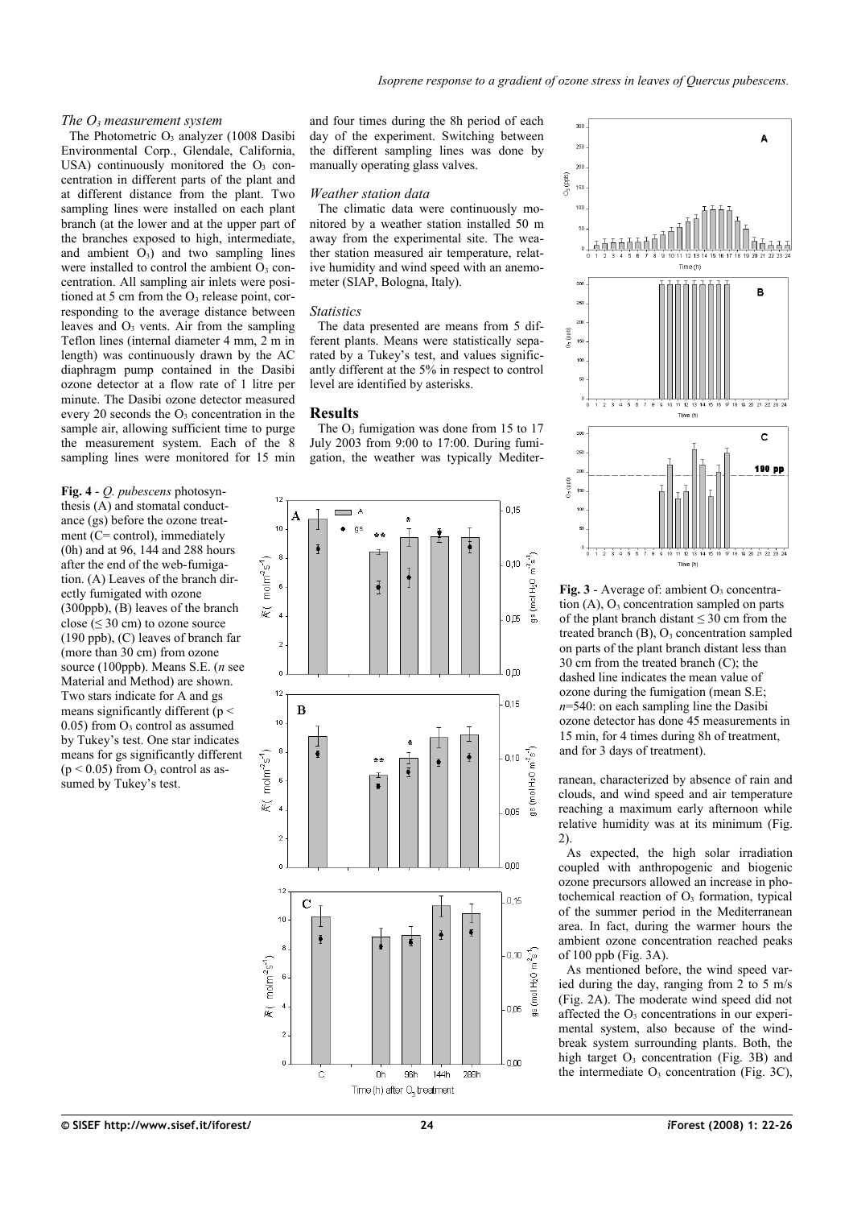### The $O_3$ measurement system

The Photometric $O_3$ analyzer (1008 Dasibi Environmental Corp., Glendale, California, USA) continuously monitored the $O_3$ concentration in different parts of the plant and at different distance from the plant. Two sampling lines were installed on each plant branch (at the lower and at the upper part of the branches exposed to high, intermediate, and ambient $O_3$) and two sampling lines were installed to control the ambient $O_3$ concentration. All sampling air inlets were positioned at 5 cm from the $O_3$ release point, corresponding to the average distance between leaves and $O_3$ vents. Air from the sampling Teflon lines (internal diameter 4 mm, 2 m in length) was continuously drawn by the AC diaphragm pump contained in the Dasibi ozone detector at a flow rate of 1 litre per minute. The Dasibi ozone detector measured every 20 seconds the $O_3$ concentration in the sample air, allowing sufficient time to purge the measurement system. Each of the 8 sampling lines were monitored for 15 min and four times during the 8h period of each day of the experiment. Switching between the different sampling lines was done by manually operating glass valves.

### Weather station data

The climatic data were continuously monitored by a weather station installed 50 m away from the experimental site. The weather station measured air temperature, relative humidity and wind speed with an anemometer (SIAP, Bologna, Italy).

### Statistics

The data presented are means from 5 different plants. Means were statistically separated by a Tukey's test, and values significantly different at the 5% in respect to control level are identified by asterisks.

## Results

The $O_3$ fumigation was done from 15 to 17 July 2003 from 9:00 to 17:00. During fumigation, the weather was typically Mediterranean, characterized by absence of rain and clouds, and wind speed and air temperature reaching a maximum early afternoon while relative humidity was at its minimum (Fig. 2).

As expected, the high solar irradiation coupled with anthropogenic and biogenic ozone precursors allowed an increase in photochemical reaction of $O_3$ formation, typical of the summer period in the Mediterranean area. In fact, during the warmer hours the ambient ozone concentration reached peaks of 100 ppb (Fig. 3A).

As mentioned before, the wind speed varied during the day, ranging from 2 to 5 m/s (Fig. 2A). The moderate wind speed did not affected the $O_3$ concentrations in our experimental system, also because of the windbreak system surrounding plants. Both, the high target $O_3$ concentration (Fig. 3B) and the intermediate $O_3$ concentration (Fig. 3C),

**Fig. 4** - *Q. pubescens* photosynthesis (A) and stomatal conductance (gs) before the ozone treatment (C= control), immediately (0h) and at 96, 144 and 288 hours after the end of the web-fumigation. (A) Leaves of the branch directly fumigated with ozone (300ppb), (B) leaves of the branch close (≤ 30 cm) to ozone source (190 ppb), (C) leaves of branch far (more than 30 cm) from ozone source (100ppb). Means S.E. (*n* see Material and Method) are shown. Two stars indicate for A and gs means significantly different ($p < 0.05$) from $O_3$ control as assumed by Tukey's test. One star indicates means for gs significantly different ($p < 0.05$) from $O_3$ control as assumed by Tukey's test.

**Fig. 3** - Average of: ambient $O_3$ concentration (A), $O_3$ concentration sampled on parts of the plant branch distant ≤ 30 cm from the treated branch (B), $O_3$ concentration sampled on parts of the plant branch distant less than 30 cm from the treated branch (C); the dashed line indicates the mean value of ozone during the fumigation (mean S.E; *n*=540: on each sampling line the Dasibi ozone detector has done 45 measurements in 15 min, for 4 times during 8h of treatment, and for 3 days of treatment).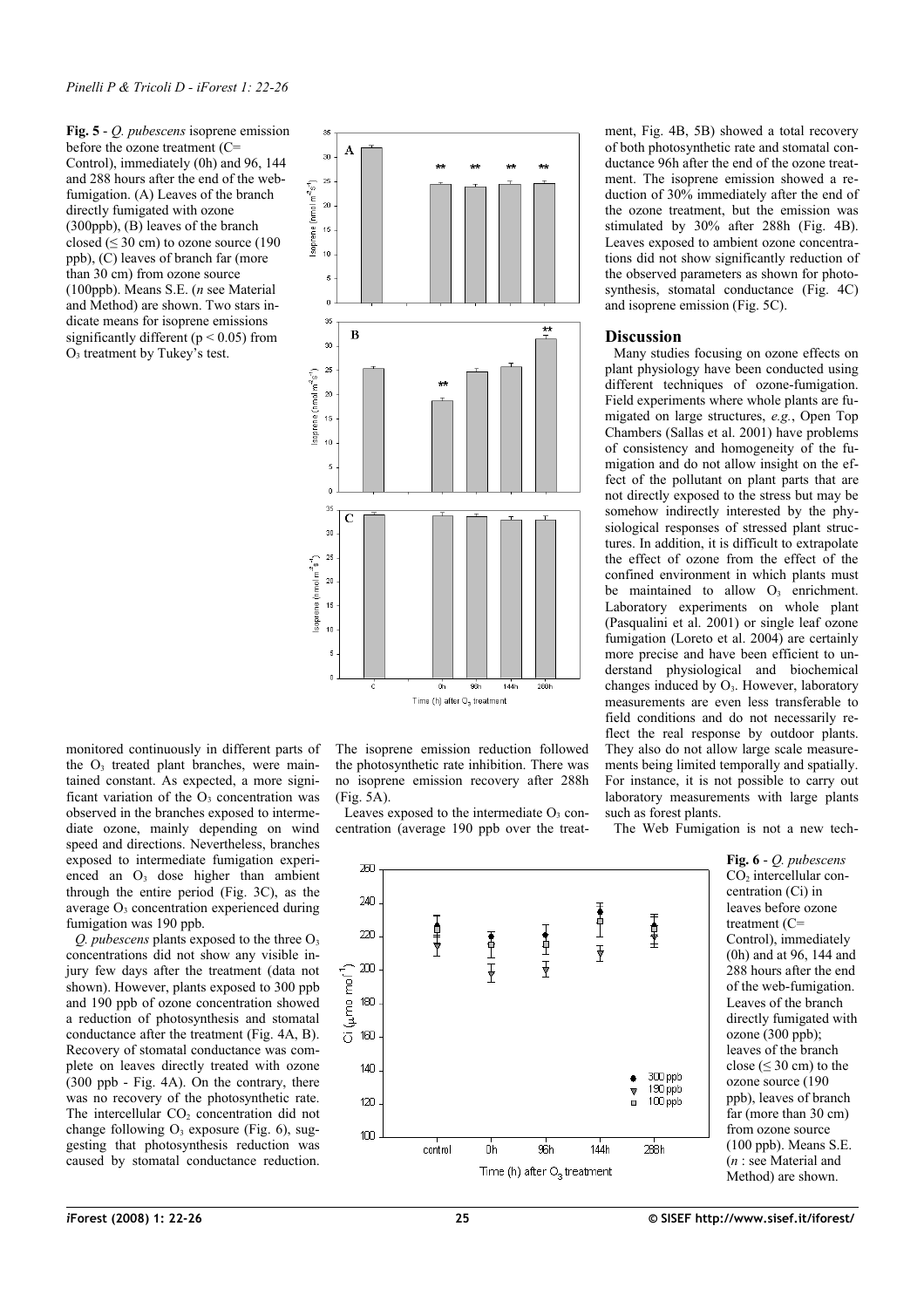**Fig. 5** - *Q. pubescens* isoprene emission before the ozone treatment (C= Control), immediately (0h) and 96, 144 and 288 hours after the end of the web-fumigation. (A) Leaves of the branch directly fumigated with ozone (300ppb), (B) leaves of the branch closed (≤ 30 cm) to ozone source (190 ppb), (C) leaves of branch far (more than 30 cm) from ozone source (100ppb). Means S.E. (*n* see Material and Method) are shown. Two stars indicate means for isoprene emissions significantly different ($p < 0.05$) from $O_3$ treatment by Tukey's test.

monitored continuously in different parts of the $O_3$ treated plant branches, were maintained constant. As expected, a more significant variation of the $O_3$ concentration was observed in the branches exposed to intermediate ozone, mainly depending on wind speed and directions. Nevertheless, branches exposed to intermediate fumigation experienced an $O_3$ dose higher than ambient through the entire period (Fig. 3C), as the average $O_3$ concentration experienced during fumigation was 190 ppb.

*Q. pubescens* plants exposed to the three $O_3$ concentrations did not show any visible injury few days after the treatment (data not shown). However, plants exposed to 300 ppb and 190 ppb of ozone concentration showed a reduction of photosynthesis and stomatal conductance after the treatment (Fig. 4A, B). Recovery of stomatal conductance was complete on leaves directly treated with ozone (300 ppb - Fig. 4A). On the contrary, there was no recovery of the photosynthetic rate. The intercellular $CO_2$ concentration did not change following $O_3$ exposure (Fig. 6), suggesting that photosynthesis reduction was caused by stomatal conductance reduction. The isoprene emission reduction followed the photosynthetic rate inhibition. There was no isoprene emission recovery after 288h (Fig. 5A).

Leaves exposed to the intermediate $O_3$ concentration (average 190 ppb over the treatment, Fig. 4B, 5B) showed a total recovery of both photosynthetic rate and stomatal conductance 96h after the end of the ozone treatment. The isoprene emission showed a reduction of 30% immediately after the end of the ozone treatment, but the emission was stimulated by 30% after 288h (Fig. 4B). Leaves exposed to ambient ozone concentrations did not show significantly reduction of the observed parameters as shown for photosynthesis, stomatal conductance (Fig. 4C) and isoprene emission (Fig. 5C).

## Discussion

Many studies focusing on ozone effects on plant physiology have been conducted using different techniques of ozone-fumigation. Field experiments where whole plants are fumigated on large structures, *e.g.*, Open Top Chambers (Sallas et al. 2001) have problems of consistency and homogeneity of the fumigation and do not allow insight on the effect of the pollutant on plant parts that are not directly exposed to the stress but may be somehow indirectly interested by the physiological responses of stressed plant structures. In addition, it is difficult to extrapolate the effect of ozone from the effect of the confined environment in which plants must be maintained to allow $O_3$ enrichment. Laboratory experiments on whole plant (Pasqualini et al. 2001) or single leaf ozone fumigation (Loreto et al. 2004) are certainly more precise and have been efficient to understand physiological and biochemical changes induced by $O_3$. However, laboratory measurements are even less transferable to field conditions and do not necessarily reflect the real response by outdoor plants. They also do not allow large scale measurements being limited temporally and spatially. For instance, it is not possible to carry out laboratory measurements with large plants such as forest plants.

The Web Fumigation is not a new tech-

**Fig. 6** - *Q. pubescens* $CO_2$ intercellular concentration (Ci) in leaves before ozone treatment (C= Control), immediately (0h) and at 96, 144 and 288 hours after the end of the web-fumigation. Leaves of the branch directly fumigated with ozone (300 ppb); leaves of the branch close (≤ 30 cm) to the ozone source (190 ppb), leaves of branch far (more than 30 cm) from ozone source (100 ppb). Means S.E. (*n* : see Material and Method) are shown.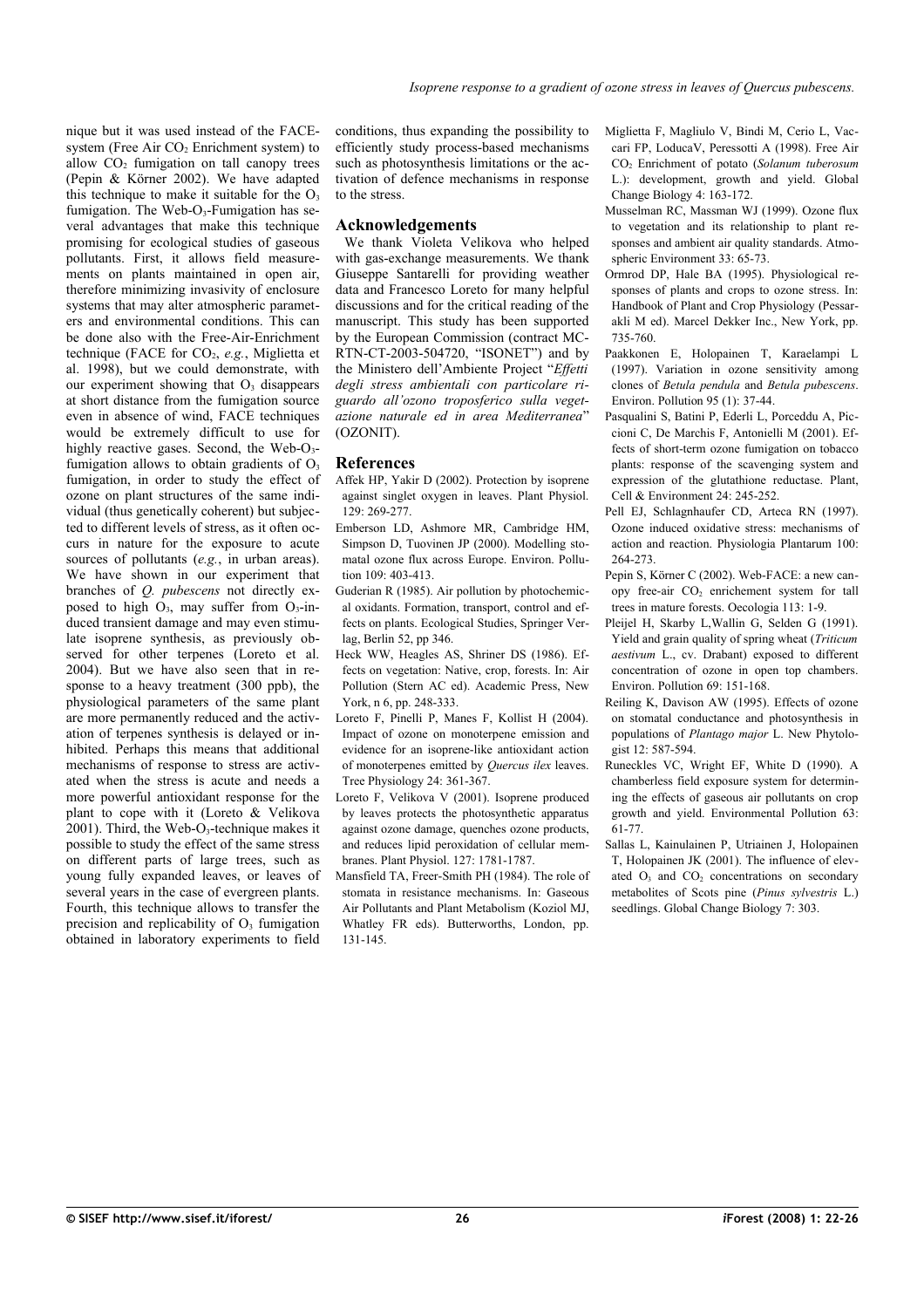nique but it was used instead of the FACE-system (Free Air $CO_2$ Enrichment system) to allow $CO_2$ fumigation on tall canopy trees (Pepin & Körner 2002). We have adapted this technique to make it suitable for the $O_3$ fumigation. The Web-$O_3$-Fumigation has several advantages that make this technique promising for ecological studies of gaseous pollutants. First, it allows field measurements on plants maintained in open air, therefore minimizing invasivity of enclosure systems that may alter atmospheric parameters and environmental conditions. This can be done also with the Free-Air-Enrichment technique (FACE for $CO_2$, *e.g.*, Miglietta et al. 1998), but we could demonstrate, with our experiment showing that $O_3$ disappears at short distance from the fumigation source even in absence of wind, FACE techniques would be extremely difficult to use for highly reactive gases. Second, the Web-$O_3$-fumigation allows to obtain gradients of $O_3$ fumigation, in order to study the effect of ozone on plant structures of the same individual (thus genetically coherent) but subjected to different levels of stress, as it often occurs in nature for the exposure to acute sources of pollutants (*e.g.*, in urban areas). We have shown in our experiment that branches of *Q. pubescens* not directly exposed to high $O_3$, may suffer from $O_3$-induced transient damage and may even stimulate isoprene synthesis, as previously observed for other terpenes (Loreto et al. 2004). But we have also seen that in response to a heavy treatment (300 ppb), the physiological parameters of the same plant are more permanently reduced and the activation of terpenes synthesis is delayed or inhibited. Perhaps this means that additional mechanisms of response to stress are activated when the stress is acute and needs a more powerful antioxidant response for the plant to cope with it (Loreto & Velikova 2001). Third, the Web-$O_3$-technique makes it possible to study the effect of the same stress on different parts of large trees, such as young fully expanded leaves, or leaves of several years in the case of evergreen plants. Fourth, this technique allows to transfer the precision and replicability of $O_3$ fumigation obtained in laboratory experiments to field conditions, thus expanding the possibility to efficiently study process-based mechanisms such as photosynthesis limitations or the activation of defence mechanisms in response to the stress.

## Acknowledgements

We thank Violeta Velikova who helped with gas-exchange measurements. We thank Giuseppe Santarelli for providing weather data and Francesco Loreto for many helpful discussions and for the critical reading of the manuscript. This study has been supported by the European Commission (contract MC-RTN-CT-2003-504720, "ISONET") and by the Ministero dell'Ambiente Project "*Effetti degli stress ambientali con particolare riguardo all'ozono troposferico sulla vegetazione naturale ed in area Mediterranea*" (OZONIT).

## References

Affek HP, Yakir D (2002). Protection by isoprene against singlet oxygen in leaves. Plant Physiol. 129: 269-277.

Emberson LD, Ashmore MR, Cambridge HM, Simpson D, Tuovinen JP (2000). Modelling stomatal ozone flux across Europe. Environ. Pollution 109: 403-413.

Guderian R (1985). Air pollution by photochemical oxidants. Formation, transport, control and effects on plants. Ecological Studies, Springer Verlag, Berlin 52, pp 346.

Heck WW, Heagles AS, Shriner DS (1986). Effects on vegetation: Native, crop, forests. In: Air Pollution (Stern AC ed). Academic Press, New York, n 6, pp. 248-333.

Loreto F, Pinelli P, Manes F, Kollist H (2004). Impact of ozone on monoterpene emission and evidence for an isoprene-like antioxidant action of monoterpenes emitted by *Quercus ilex* leaves. Tree Physiology 24: 361-367.

Loreto F, Velikova V (2001). Isoprene produced by leaves protects the photosynthetic apparatus against ozone damage, quenches ozone products, and reduces lipid peroxidation of cellular membranes. Plant Physiol. 127: 1781-1787.

Mansfield TA, Freer-Smith PH (1984). The role of stomata in resistance mechanisms. In: Gaseous Air Pollutants and Plant Metabolism (Koziol MJ, Whatley FR eds). Butterworths, London, pp. 131-145.

Miglietta F, Magliulo V, Bindi M, Cerio L, Vaccari FP, LoducaV, Peressotti A (1998). Free Air $CO_2$ Enrichment of potato (*Solanum tuberosum* L.): development, growth and yield. Global Change Biology 4: 163-172.

Musselman RC, Massman WJ (1999). Ozone flux to vegetation and its relationship to plant responses and ambient air quality standards. Atmospheric Environment 33: 65-73.

Ormrod DP, Hale BA (1995). Physiological responses of plants and crops to ozone stress. In: Handbook of Plant and Crop Physiology (Pessarakli M ed). Marcel Dekker Inc., New York, pp. 735-760.

Paakkonen E, Holopainen T, Karaelampi L (1997). Variation in ozone sensitivity among clones of *Betula pendula* and *Betula pubescens*. Environ. Pollution 95 (1): 37-44.

Pasqualini S, Batini P, Ederli L, Porceddu A, Piccioni C, De Marchis F, Antonielli M (2001). Effects of short-term ozone fumigation on tobacco plants: response of the scavenging system and expression of the glutathione reductase. Plant, Cell & Environment 24: 245-252.

Pell EJ, Schlagnhaufer CD, Arteca RN (1997). Ozone induced oxidative stress: mechanisms of action and reaction. Physiologia Plantarum 100: 264-273.

Pepin S, Körner C (2002). Web-FACE: a new canopy free-air $CO_2$ enrichement system for tall trees in mature forests. Oecologia 113: 1-9.

Pleijel H, Skarby L,Wallin G, Selden G (1991). Yield and grain quality of spring wheat (*Triticum aestivum* L., cv. Drabant) exposed to different concentration of ozone in open top chambers. Environ. Pollution 69: 151-168.

Reiling K, Davison AW (1995). Effects of ozone on stomatal conductance and photosynthesis in populations of *Plantago major* L. New Phytologist 12: 587-594.

Runeckles VC, Wright EF, White D (1990). A chamberless field exposure system for determining the effects of gaseous air pollutants on crop growth and yield. Environmental Pollution 63: 61-77.

Sallas L, Kainulainen P, Utriainen J, Holopainen T, Holopainen JK (2001). The influence of elevated $O_3$ and $CO_2$ concentrations on secondary metabolites of Scots pine (*Pinus sylvestris* L.) seedlings. Global Change Biology 7: 303.